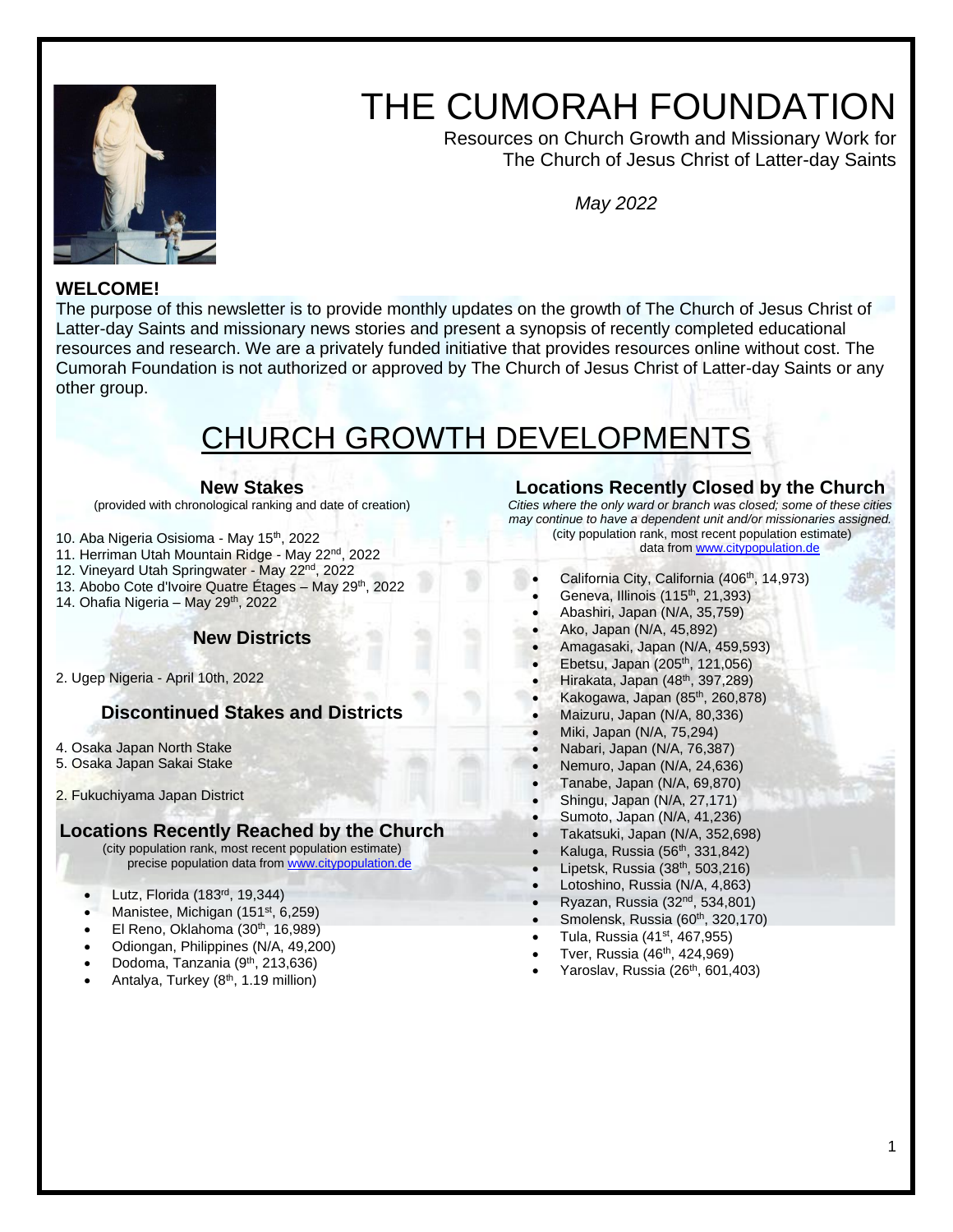# THE CUMORAH FOUNDATION

Resources on Church Growth and Missionary Work for The Church of Jesus Christ of Latter-day Saints

*May 2022*

**WELCOME!**

The purpose of this newsletter is to provide monthly updates on the growth of The Church of Jesus Christ of Latter-day Saints and missionary news stories and present a synopsis of recently completed educational resources and research. We are a privately funded initiative that provides resources online without cost. The Cumorah Foundation is not authorized or approved by The Church of Jesus Christ of Latter-day Saints or any other group.

## CHURCH GROWTH DEVELOPMENTS

### New Stakes

(provided with chronological ranking and date of creation)

10. Aba Nigeria Osisioma - May 15th, 2022
11. Herriman Utah Mountain Ridge - May 22nd, 2022
12. Vineyard Utah Springwater - May 22nd, 2022
13. Abobo Cote d'Ivoire Quatre Étages – May 29th, 2022
14. Ohafia Nigeria – May 29th, 2022

### New Districts

2. Ugep Nigeria - April 10th, 2022

### Discontinued Stakes and Districts

4. Osaka Japan North Stake
5. Osaka Japan Sakai Stake

2. Fukuchiyama Japan District

### Locations Recently Reached by the Church

(city population rank, most recent population estimate)
precise population data from www.citypopulation.de

- Lutz, Florida (183rd, 19,344)
- Manistee, Michigan (151st, 6,259)
- El Reno, Oklahoma (30th, 16,989)
- Odiongan, Philippines (N/A, 49,200)
- Dodoma, Tanzania (9th, 213,636)
- Antalya, Turkey (8th, 1.19 million)

### Locations Recently Closed by the Church

*Cities where the only ward or branch was closed; some of these cities may continue to have a dependent unit and/or missionaries assigned.*
(city population rank, most recent population estimate)
data from www.citypopulation.de

- California City, California (406th, 14,973)
- Geneva, Illinois (115th, 21,393)
- Abashiri, Japan (N/A, 35,759)
- Ako, Japan (N/A, 45,892)
- Amagasaki, Japan (N/A, 459,593)
- Ebetsu, Japan (205th, 121,056)
- Hirakata, Japan (48th, 397,289)
- Kakogawa, Japan (85th, 260,878)
- Maizuru, Japan (N/A, 80,336)
- Miki, Japan (N/A, 75,294)
- Nabari, Japan (N/A, 76,387)
- Nemuro, Japan (N/A, 24,636)
- Tanabe, Japan (N/A, 69,870)
- Shingu, Japan (N/A, 27,171)
- Sumoto, Japan (N/A, 41,236)
- Takatsuki, Japan (N/A, 352,698)
- Kaluga, Russia (56th, 331,842)
- Lipetsk, Russia (38th, 503,216)
- Lotoshino, Russia (N/A, 4,863)
- Ryazan, Russia (32nd, 534,801)
- Smolensk, Russia (60th, 320,170)
- Tula, Russia (41st, 467,955)
- Tver, Russia (46th, 424,969)
- Yaroslav, Russia (26th, 601,403)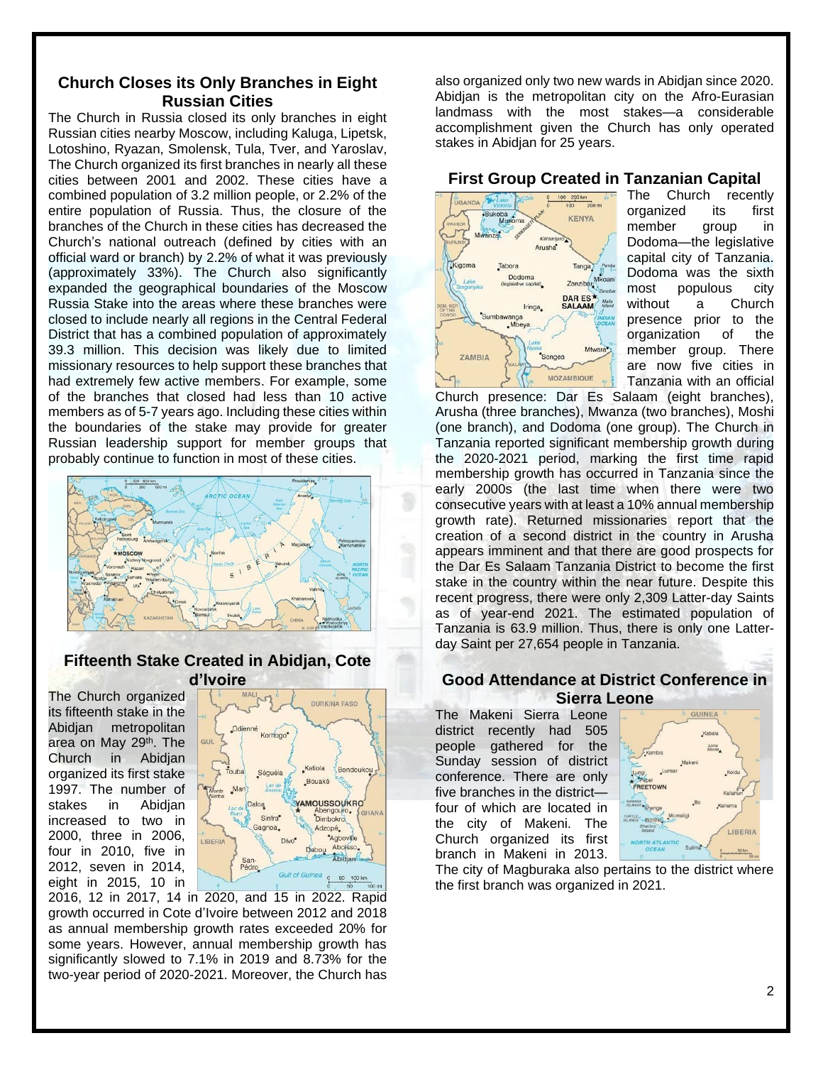## Church Closes its Only Branches in Eight Russian Cities

The Church in Russia closed its only branches in eight Russian cities nearby Moscow, including Kaluga, Lipetsk, Lotoshino, Ryazan, Smolensk, Tula, Tver, and Yaroslav, The Church organized its first branches in nearly all these cities between 2001 and 2002. These cities have a combined population of 3.2 million people, or 2.2% of the entire population of Russia. Thus, the closure of the branches of the Church in these cities has decreased the Church's national outreach (defined by cities with an official ward or branch) by 2.2% of what it was previously (approximately 33%). The Church also significantly expanded the geographical boundaries of the Moscow Russia Stake into the areas where these branches were closed to include nearly all regions in the Central Federal District that has a combined population of approximately 39.3 million. This decision was likely due to limited missionary resources to help support these branches that had extremely few active members. For example, some of the branches that closed had less than 10 active members as of 5-7 years ago. Including these cities within the boundaries of the stake may provide for greater Russian leadership support for member groups that probably continue to function in most of these cities.

## Fifteenth Stake Created in Abidjan, Cote d'Ivoire

The Church organized its fifteenth stake in the Abidjan metropolitan area on May 29th. The Church in Abidjan organized its first stake 1997. The number of stakes in Abidjan increased to two in 2000, three in 2006, four in 2010, five in 2012, seven in 2014, eight in 2015, 10 in 2016, 12 in 2017, 14 in 2020, and 15 in 2022. Rapid growth occurred in Cote d'Ivoire between 2012 and 2018 as annual membership growth rates exceeded 20% for some years. However, annual membership growth has significantly slowed to 7.1% in 2019 and 8.73% for the two-year period of 2020-2021. Moreover, the Church has also organized only two new wards in Abidjan since 2020. Abidjan is the metropolitan city on the Afro-Eurasian landmass with the most stakes—a considerable accomplishment given the Church has only operated stakes in Abidjan for 25 years.

## First Group Created in Tanzanian Capital

The Church recently organized its first member group in Dodoma—the legislative capital city of Tanzania. Dodoma was the sixth most populous city without a Church presence prior to the organization of the member group. There are now five cities in Tanzania with an official Church presence: Dar Es Salaam (eight branches), Arusha (three branches), Mwanza (two branches), Moshi (one branch), and Dodoma (one group). The Church in Tanzania reported significant membership growth during the 2020-2021 period, marking the first time rapid membership growth has occurred in Tanzania since the early 2000s (the last time when there were two consecutive years with at least a 10% annual membership growth rate). Returned missionaries report that the creation of a second district in the country in Arusha appears imminent and that there are good prospects for the Dar Es Salaam Tanzania District to become the first stake in the country within the near future. Despite this recent progress, there were only 2,309 Latter-day Saints as of year-end 2021. The estimated population of Tanzania is 63.9 million. Thus, there is only one Latter-day Saint per 27,654 people in Tanzania.

## Good Attendance at District Conference in Sierra Leone

The Makeni Sierra Leone district recently had 505 people gathered for the Sunday session of district conference. There are only five branches in the district—four of which are located in the city of Makeni. The Church organized its first branch in Makeni in 2013. The city of Magburaka also pertains to the district where the first branch was organized in 2021.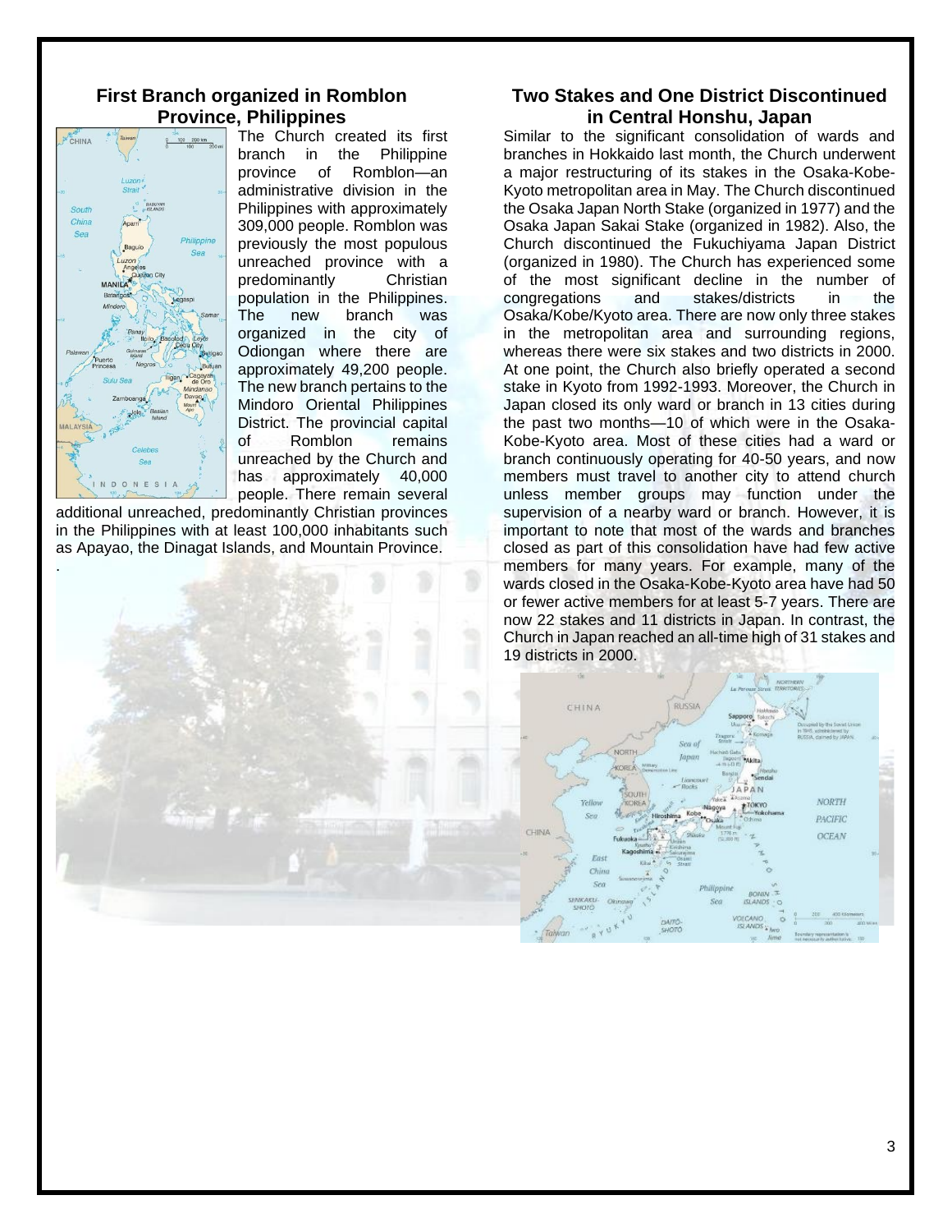## First Branch organized in Romblon Province, Philippines

The Church created its first branch in the Philippine province of Romblon—an administrative division in the Philippines with approximately 309,000 people. Romblon was previously the most populous unreached province with a predominantly Christian population in the Philippines. The new branch was organized in the city of Odiongan where there are approximately 49,200 people. The new branch pertains to the Mindoro Oriental Philippines District. The provincial capital of Romblon remains unreached by the Church and has approximately 40,000 people. There remain several additional unreached, predominantly Christian provinces in the Philippines with at least 100,000 inhabitants such as Apayao, the Dinagat Islands, and Mountain Province.

## Two Stakes and One District Discontinued in Central Honshu, Japan

Similar to the significant consolidation of wards and branches in Hokkaido last month, the Church underwent a major restructuring of its stakes in the Osaka-Kobe-Kyoto metropolitan area in May. The Church discontinued the Osaka Japan North Stake (organized in 1977) and the Osaka Japan Sakai Stake (organized in 1982). Also, the Church discontinued the Fukuchiyama Japan District (organized in 1980). The Church has experienced some of the most significant decline in the number of congregations and stakes/districts in the Osaka/Kobe/Kyoto area. There are now only three stakes in the metropolitan area and surrounding regions, whereas there were six stakes and two districts in 2000. At one point, the Church also briefly operated a second stake in Kyoto from 1992-1993. Moreover, the Church in Japan closed its only ward or branch in 13 cities during the past two months—10 of which were in the Osaka-Kobe-Kyoto area. Most of these cities had a ward or branch continuously operating for 40-50 years, and now members must travel to another city to attend church unless member groups may function under the supervision of a nearby ward or branch. However, it is important to note that most of the wards and branches closed as part of this consolidation have had few active members for many years. For example, many of the wards closed in the Osaka-Kobe-Kyoto area have had 50 or fewer active members for at least 5-7 years. There are now 22 stakes and 11 districts in Japan. In contrast, the Church in Japan reached an all-time high of 31 stakes and 19 districts in 2000.